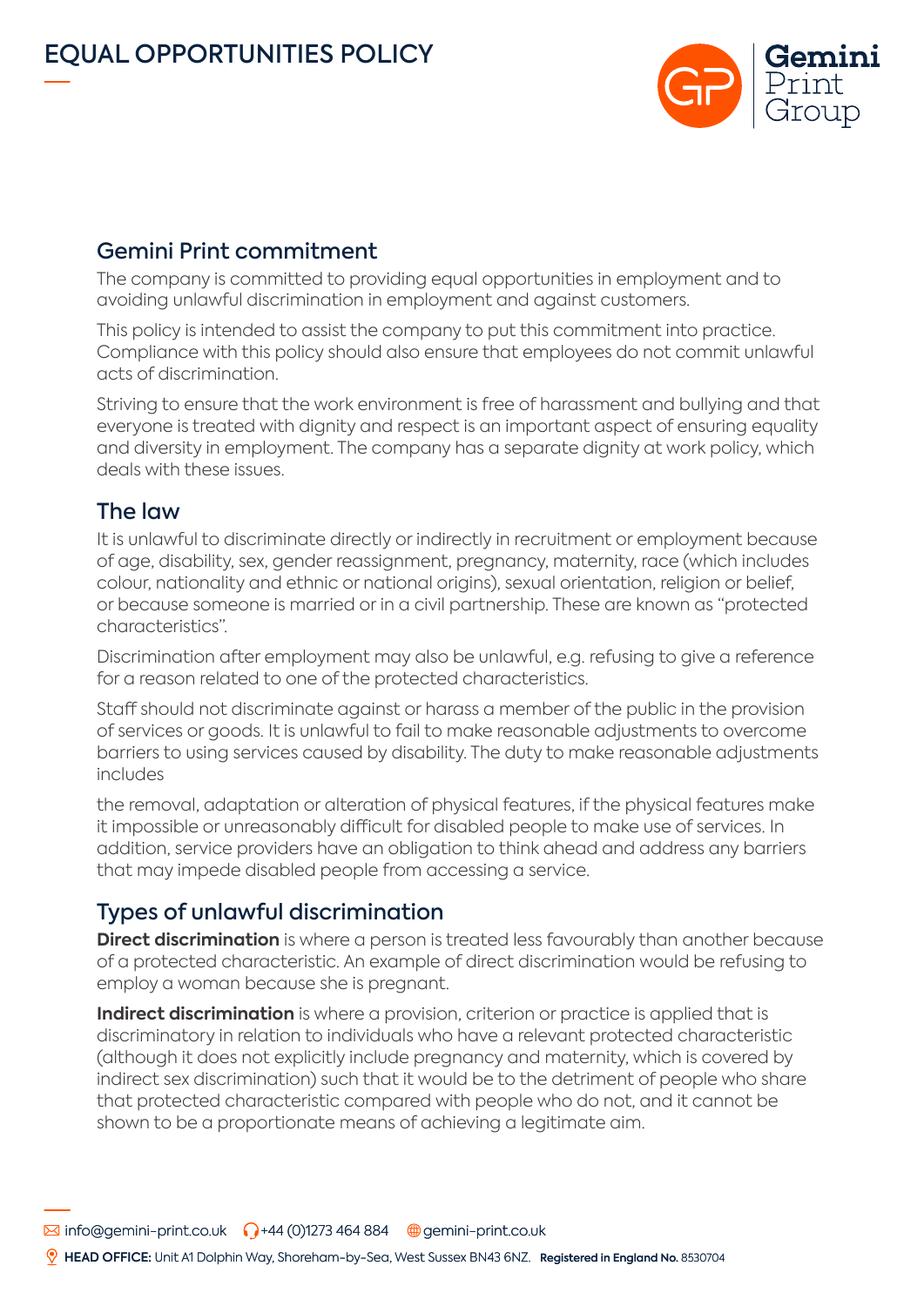# EQUAL OPPORTUNITIES POLICY

## Gemini Print commitment

The company is committed to providing equal opportunities in employment and to avoiding unlawful discrimination in employment and against customers.

This policy is intended to assist the company to put this commitment into practice. Compliance with this policy should also ensure that employees do not commit unlawful acts of discrimination.

Striving to ensure that the work environment is free of harassment and bullying and that everyone is treated with dignity and respect is an important aspect of ensuring equality and diversity in employment. The company has a separate dignity at work policy, which deals with these issues.

## The law

It is unlawful to discriminate directly or indirectly in recruitment or employment because of age, disability, sex, gender reassignment, pregnancy, maternity, race (which includes colour, nationality and ethnic or national origins), sexual orientation, religion or belief, or because someone is married or in a civil partnership. These are known as "protected characteristics".

Discrimination after employment may also be unlawful, e.g. refusing to give a reference for a reason related to one of the protected characteristics.

Staff should not discriminate against or harass a member of the public in the provision of services or goods. It is unlawful to fail to make reasonable adjustments to overcome barriers to using services caused by disability. The duty to make reasonable adjustments includes

the removal, adaptation or alteration of physical features, if the physical features make it impossible or unreasonably difficult for disabled people to make use of services. In addition, service providers have an obligation to think ahead and address any barriers that may impede disabled people from accessing a service.

## Types of unlawful discrimination

**Direct discrimination** is where a person is treated less favourably than another because of a protected characteristic. An example of direct discrimination would be refusing to employ a woman because she is pregnant.

**Indirect discrimination** is where a provision, criterion or practice is applied that is discriminatory in relation to individuals who have a relevant protected characteristic (although it does not explicitly include pregnancy and maternity, which is covered by indirect sex discrimination) such that it would be to the detriment of people who share that protected characteristic compared with people who do not, and it cannot be shown to be a proportionate means of achieving a legitimate aim.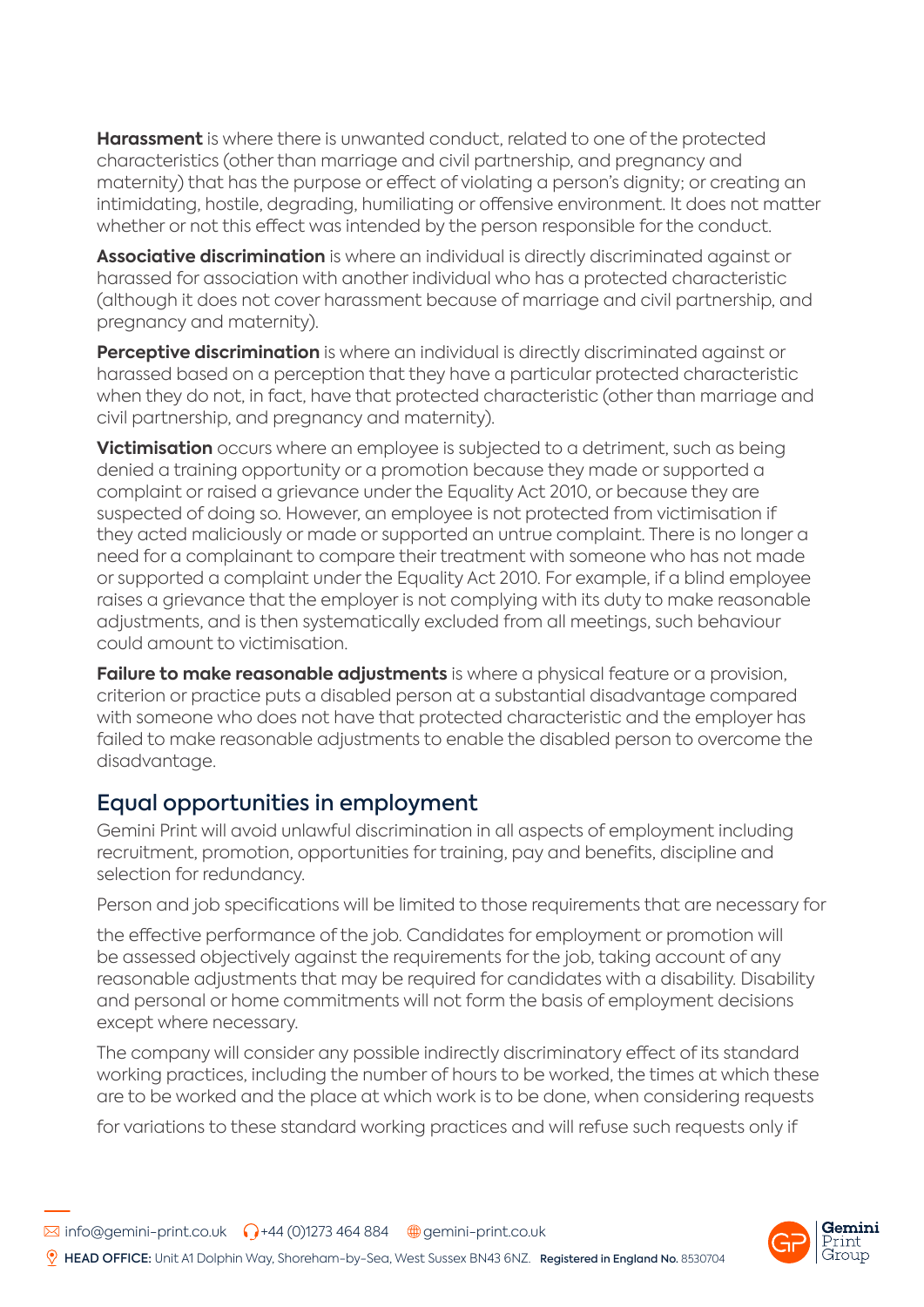**Harassment** is where there is unwanted conduct, related to one of the protected characteristics (other than marriage and civil partnership, and pregnancy and maternity) that has the purpose or effect of violating a person's dignity; or creating an intimidating, hostile, degrading, humiliating or offensive environment. It does not matter whether or not this effect was intended by the person responsible for the conduct.

**Associative discrimination** is where an individual is directly discriminated against or harassed for association with another individual who has a protected characteristic (although it does not cover harassment because of marriage and civil partnership, and pregnancy and maternity).

**Perceptive discrimination** is where an individual is directly discriminated against or harassed based on a perception that they have a particular protected characteristic when they do not, in fact, have that protected characteristic (other than marriage and civil partnership, and pregnancy and maternity).

**Victimisation** occurs where an employee is subjected to a detriment, such as being denied a training opportunity or a promotion because they made or supported a complaint or raised a grievance under the Equality Act 2010, or because they are suspected of doing so. However, an employee is not protected from victimisation if they acted maliciously or made or supported an untrue complaint. There is no longer a need for a complainant to compare their treatment with someone who has not made or supported a complaint under the Equality Act 2010. For example, if a blind employee raises a grievance that the employer is not complying with its duty to make reasonable adjustments, and is then systematically excluded from all meetings, such behaviour could amount to victimisation.

**Failure to make reasonable adjustments** is where a physical feature or a provision, criterion or practice puts a disabled person at a substantial disadvantage compared with someone who does not have that protected characteristic and the employer has failed to make reasonable adjustments to enable the disabled person to overcome the disadvantage.

## Equal opportunities in employment

Gemini Print will avoid unlawful discrimination in all aspects of employment including recruitment, promotion, opportunities for training, pay and benefits, discipline and selection for redundancy.

Person and job specifications will be limited to those requirements that are necessary for the effective performance of the job. Candidates for employment or promotion will be assessed objectively against the requirements for the job, taking account of any reasonable adjustments that may be required for candidates with a disability. Disability and personal or home commitments will not form the basis of employment decisions except where necessary.

The company will consider any possible indirectly discriminatory effect of its standard working practices, including the number of hours to be worked, the times at which these are to be worked and the place at which work is to be done, when considering requests for variations to these standard working practices and will refuse such requests only if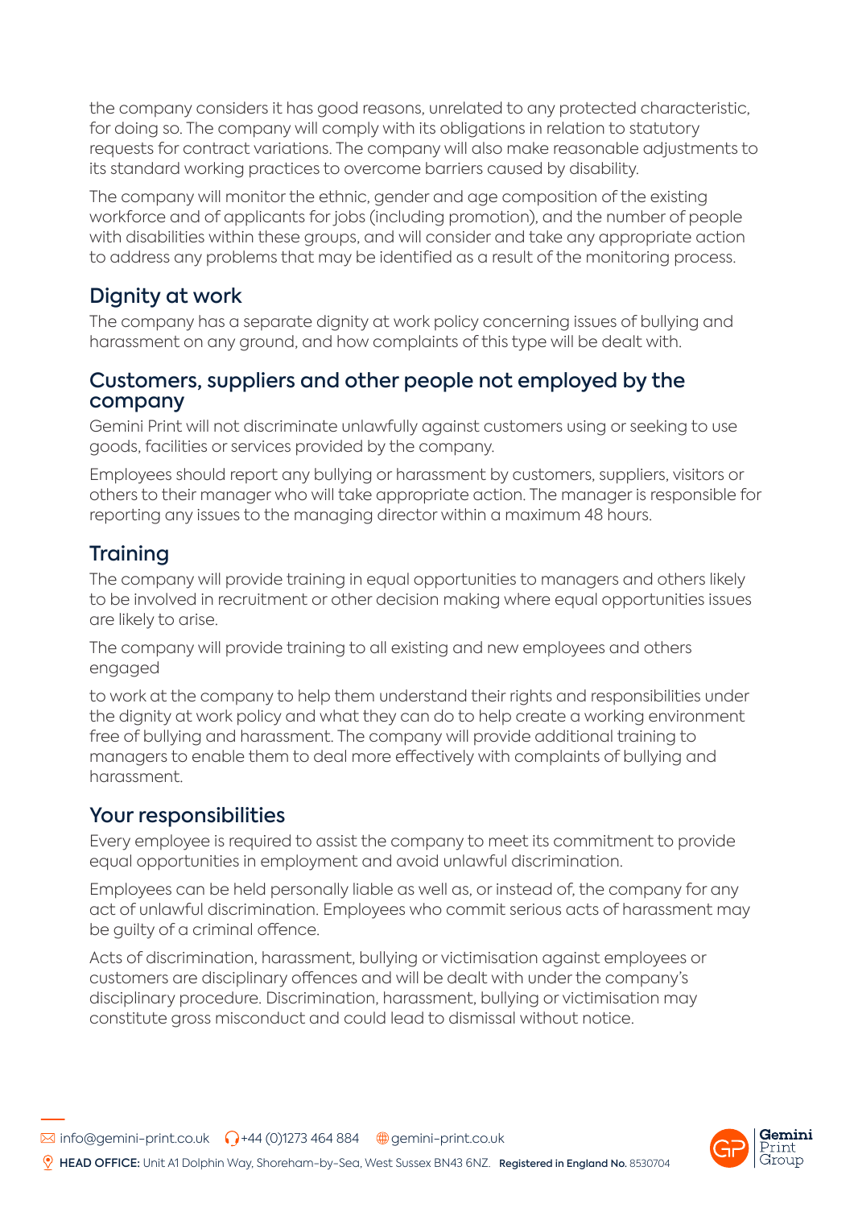the company considers it has good reasons, unrelated to any protected characteristic, for doing so. The company will comply with its obligations in relation to statutory requests for contract variations. The company will also make reasonable adjustments to its standard working practices to overcome barriers caused by disability.

The company will monitor the ethnic, gender and age composition of the existing workforce and of applicants for jobs (including promotion), and the number of people with disabilities within these groups, and will consider and take any appropriate action to address any problems that may be identified as a result of the monitoring process.

## Dignity at work

The company has a separate dignity at work policy concerning issues of bullying and harassment on any ground, and how complaints of this type will be dealt with.

## Customers, suppliers and other people not employed by the company

Gemini Print will not discriminate unlawfully against customers using or seeking to use goods, facilities or services provided by the company.

Employees should report any bullying or harassment by customers, suppliers, visitors or others to their manager who will take appropriate action. The manager is responsible for reporting any issues to the managing director within a maximum 48 hours.

## Training

The company will provide training in equal opportunities to managers and others likely to be involved in recruitment or other decision making where equal opportunities issues are likely to arise.

The company will provide training to all existing and new employees and others engaged

to work at the company to help them understand their rights and responsibilities under the dignity at work policy and what they can do to help create a working environment free of bullying and harassment. The company will provide additional training to managers to enable them to deal more effectively with complaints of bullying and harassment.

## Your responsibilities

Every employee is required to assist the company to meet its commitment to provide equal opportunities in employment and avoid unlawful discrimination.

Employees can be held personally liable as well as, or instead of, the company for any act of unlawful discrimination. Employees who commit serious acts of harassment may be guilty of a criminal offence.

Acts of discrimination, harassment, bullying or victimisation against employees or customers are disciplinary offences and will be dealt with under the company's disciplinary procedure. Discrimination, harassment, bullying or victimisation may constitute gross misconduct and could lead to dismissal without notice.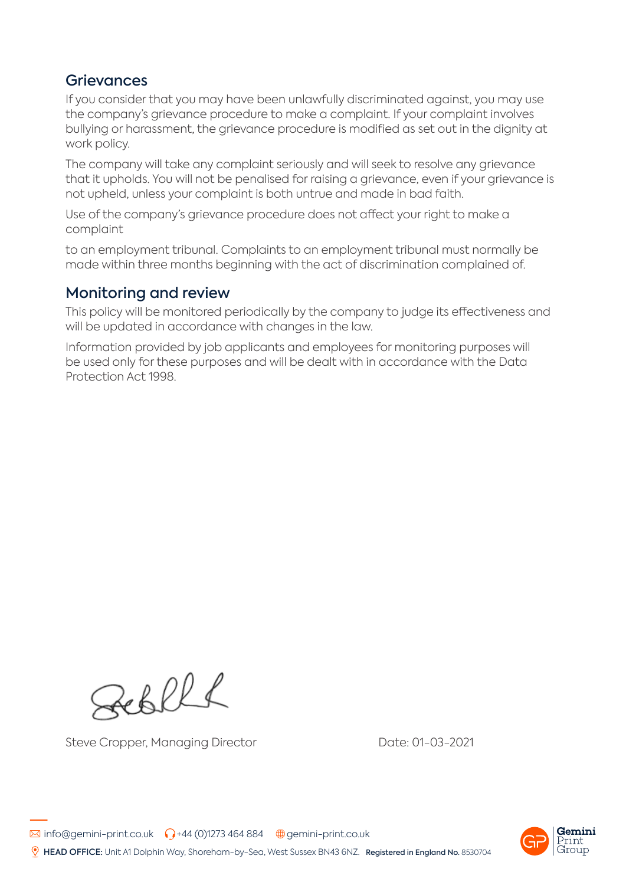## Grievances

If you consider that you may have been unlawfully discriminated against, you may use the company's grievance procedure to make a complaint. If your complaint involves bullying or harassment, the grievance procedure is modified as set out in the dignity at work policy.

The company will take any complaint seriously and will seek to resolve any grievance that it upholds. You will not be penalised for raising a grievance, even if your grievance is not upheld, unless your complaint is both untrue and made in bad faith.

Use of the company's grievance procedure does not affect your right to make a complaint

to an employment tribunal. Complaints to an employment tribunal must normally be made within three months beginning with the act of discrimination complained of.

## Monitoring and review

This policy will be monitored periodically by the company to judge its effectiveness and will be updated in accordance with changes in the law.

Information provided by job applicants and employees for monitoring purposes will be used only for these purposes and will be dealt with in accordance with the Data Protection Act 1998.

Steve Cropper, Managing Director

Date: 01-03-2021